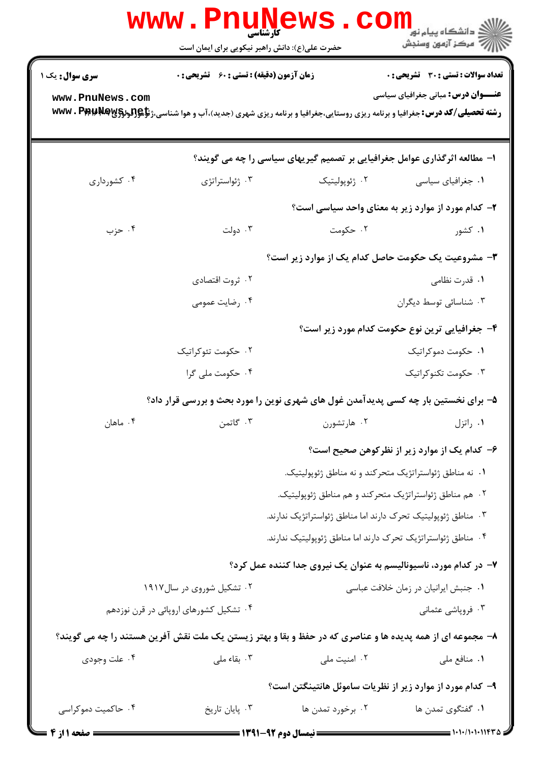**کارشناسی**

حضرت علی(ع): دانش راهبر نیکویی برای ایمان است

دانشگاه پیام نور
مرکز آزمون وسنجش

**سری سوال:** یک ۱ | **زمان آزمون (دقیقه) : تستی : ۶۰ تشریحی : ۰** | **تعداد سوالات : تستی : ۳۰ تشریحی : ۰**

**عنـــوان درس:** مبانی جغرافیای سیاسی

**رشته تحصیلی/کد درس:** جغرافیا و برنامه ریزی روستایی،جغرافیا و برنامه ریزی شهری (جدید)،آب و هوا شناسی،ژئومورفولوژی ۱۲۱۶۱۸۹

۱- مطالعه اثرگذاری عوامل جغرافیایی بر تصمیم گیریهای سیاسی را چه می گویند؟

۱. جغرافیای سیاسی ۲. ژئوپولیتیک ۳. ژئواستراتژی ۴. کشورداری

۲- کدام مورد از موارد زیر به معنای واحد سیاسی است؟

۱. کشور ۲. حکومت ۳. دولت ۴. حزب

۳- مشروعیت یک حکومت حاصل کدام یک از موارد زیر است؟

۱. قدرت نظامی ۲. ثروت اقتصادی ۳. شناسائی توسط دیگران ۴. رضایت عمومی

۴- جغرافیایی ترین نوع حکومت کدام مورد زیر است؟

۱. حکومت دموکراتیک ۲. حکومت تئوکراتیک ۳. حکومت تکنوکراتیک ۴. حکومت ملی گرا

۵- برای نخستین بار چه کسی پدیدآمدن غول های شهری نوین را مورد بحث و بررسی قرار داد؟

۱. راتزل ۲. هارتشورن ۳. گاتمن ۴. ماهان

۶- کدام یک از موارد زیر از نظرکوهن صحیح است؟

۱. نه مناطق ژئواستراتژیک متحرکند و نه مناطق ژئوپولیتیک.

۲. هم مناطق ژئواستراتژیک متحرکند و هم مناطق ژئوپولیتیک.

۳. مناطق ژئوپولیتیک تحرک دارند اما مناطق ژئواستراتژیک ندارند.

۴. مناطق ژئواستراتژیک تحرک دارند اما مناطق ژئوپولیتیک ندارند.

۷- در کدام مورد، ناسیونالیسم به عنوان یک نیروی جدا کننده عمل کرد؟

۱. جنبش ایرانیان در زمان خلافت عباسی ۲. تشکیل شوروی در سال۱۹۱۷ ۳. فروپاشی عثمانی ۴. تشکیل کشورهای اروپائی در قرن نوزدهم

۸- مجموعه ای از همه پدیده ها و عناصری که در حفظ و بقا و بهتر زیستن یک ملت نقش آفرین هستند را چه می گویند؟

۱. منافع ملی ۲. امنیت ملی ۳. بقاء ملی ۴. علت وجودی

۹- کدام مورد از موارد زیر از نظریات ساموئل هانتینگتن است؟

۱. گفتگوی تمدن ها ۲. برخورد تمدن ها ۳. پایان تاریخ ۴. حاکمیت دموکراسی

نیمسال دوم ۹۲-۱۳۹۱

۱۰۱۰/۱۰۱۰۱۱۴۳۵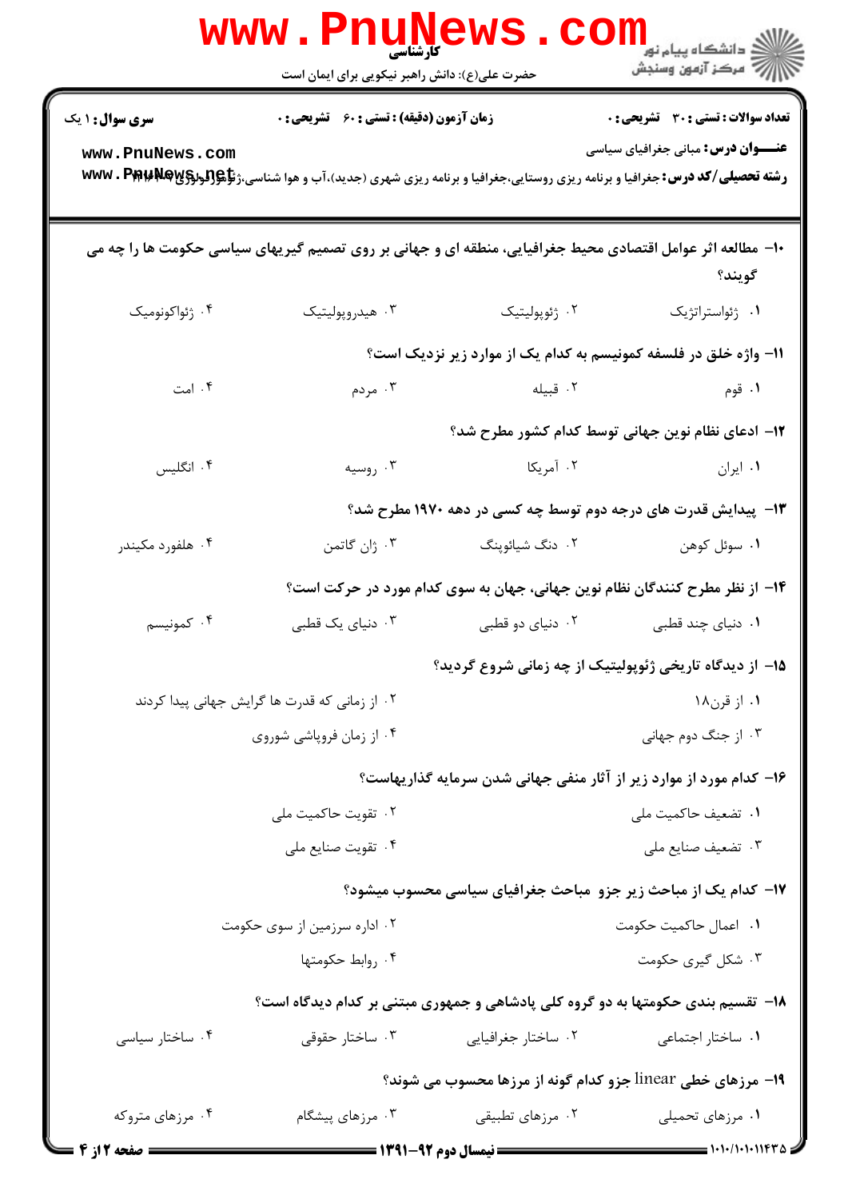**سری سوال:** ۱ یک

**زمان آزمون (دقیقه) : تستی :** ۶۰ **تشریحی :** ۰

**تعداد سوالات : تستی :** ۳۰ **تشریحی :** ۰

**عنـــوان درس:** مبانی جغرافیای سیاسی

**رشته تحصیلی/کد درس:** جغرافیا و برنامه ریزی روستایی،جغرافیا و برنامه ریزی شهری (جدید)،آب و هوا شناسی،ژئومورفولوژی ۱۲۱۶۰۴۲

۱۰- مطالعه اثر عوامل اقتصادی محیط جغرافیایی، منطقه ای و جهانی بر روی تصمیم گیریهای سیاسی حکومت ها را چه می گویند؟

۱. ژئواستراتژیک
۲. ژئوپولیتیک
۳. هیدروپولیتیک
۴. ژئواکونومیک

۱۱- واژه خلق در فلسفه کمونیسم به کدام یک از موارد زیر نزدیک است؟

۱. قوم
۲. قبیله
۳. مردم
۴. امت

۱۲- ادعای نظام نوین جهانی توسط کدام کشور مطرح شد؟

۱. ایران
۲. آمریکا
۳. روسیه
۴. انگلیس

۱۳- پیدایش قدرت های درجه دوم توسط چه کسی در دهه ۱۹۷۰ مطرح شد؟

۱. سوئل کوهن
۲. دنگ شیائوپینگ
۳. ژان گاتمن
۴. هلفورد مکیندر

۱۴- از نظر مطرح کنندگان نظام نوین جهانی، جهان به سوی کدام مورد در حرکت است؟

۱. دنیای چند قطبی
۲. دنیای دو قطبی
۳. دنیای یک قطبی
۴. کمونیسم

۱۵- از دیدگاه تاریخی ژئوپولیتیک از چه زمانی شروع گردید؟

۱. از قرن۱۸
۲. از زمانی که قدرت ها گرایش جهانی پیدا کردند
۳. از جنگ دوم جهانی
۴. از زمان فروپاشی شوروی

۱۶- کدام مورد از موارد زیر از آثار منفی جهانی شدن سرمایه گذاریهاست؟

۱. تضعیف حاکمیت ملی
۲. تقویت حاکمیت ملی
۳. تضعیف صنایع ملی
۴. تقویت صنایع ملی

۱۷- کدام یک از مباحث زیر جزو مباحث جغرافیای سیاسی محسوب میشود؟

۱. اعمال حاکمیت حکومت
۲. اداره سرزمین از سوی حکومت
۳. شکل گیری حکومت
۴. روابط حکومتها

۱۸- تقسیم بندی حکومتها به دو گروه کلی پادشاهی و جمهوری مبتنی بر کدام دیدگاه است؟

۱. ساختار اجتماعی
۲. ساختار جغرافیایی
۳. ساختار حقوقی
۴. ساختار سیاسی

۱۹- مرزهای خطی linear جزو کدام گونه از مرزها محسوب می شوند؟

۱. مرزهای تحمیلی
۲. مرزهای تطبیقی
۳. مرزهای پیشگام
۴. مرزهای متروکه

نیمسال دوم ۹۲-۱۳۹۱

۱۰۱۰/۱۰۱۰۱۱۴۳۵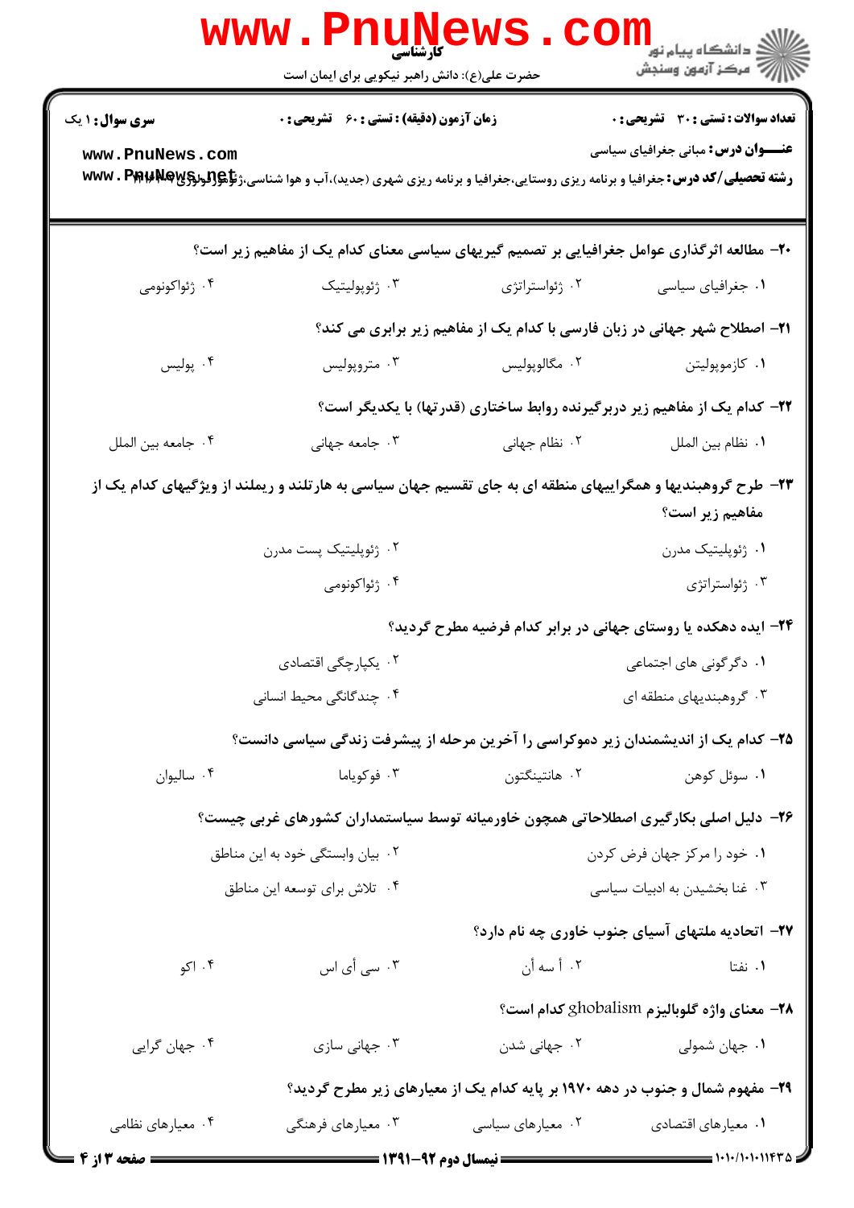۲۰- مطالعه اثرگذاری عوامل جغرافیایی بر تصمیم گیریهای سیاسی معنای کدام یک از مفاهیم زیر است؟

۱. جغرافیای سیاسی
۲. ژئواستراتژی
۳. ژئوپولیتیک
۴. ژئواکونومی

۲۱- اصطلاح شهر جهانی در زبان فارسی با کدام یک از مفاهیم زیر برابری می کند؟

۱. کازموپولیتن
۲. مگالوپولیس
۳. متروپولیس
۴. پولیس

۲۲- کدام یک از مفاهیم زیر دربرگیرنده روابط ساختاری (قدرتها) با یکدیگر است؟

۱. نظام بین الملل
۲. نظام جهانی
۳. جامعه جهانی
۴. جامعه بین الملل

۲۳- طرح گروهبندیها و همگراییهای منطقه ای به جای تقسیم جهان سیاسی به هارتلند و ریملند از ویژگیهای کدام یک از مفاهیم زیر است؟

۱. ژئوپلیتیک مدرن
۲. ژئوپلیتیک پست مدرن
۳. ژئواستراتژی
۴. ژئواکونومی

۲۴- ایده دهکده یا روستای جهانی در برابر کدام فرضیه مطرح گردید؟

۱. دگرگونی های اجتماعی
۲. یکپارچگی اقتصادی
۳. گروهبندیهای منطقه ای
۴. چندگانگی محیط انسانی

۲۵- کدام یک از اندیشمندان زیر دموکراسی را آخرین مرحله از پیشرفت زندگی سیاسی دانست؟

۱. سوئل کوهن
۲. هانتینگتون
۳. فوکویاما
۴. سالیوان

۲۶- دلیل اصلی بکارگیری اصطلاحاتی همچون خاورمیانه توسط سیاستمداران کشورهای غربی چیست؟

۱. خود را مرکز جهان فرض کردن
۲. بیان وابستگی خود به این مناطق
۳. غنا بخشیدن به ادبیات سیاسی
۴. تلاش برای توسعه این مناطق

۲۷- اتحادیه ملتهای آسیای جنوب خاوری چه نام دارد؟

۱. نفتا
۲. آ سه آن
۳. سی آی اس
۴. اکو

۲۸- معنای واژه گلوبالیزم ghobalism کدام است؟

۱. جهان شمولی
۲. جهانی شدن
۳. جهانی سازی
۴. جهان گرایی

۲۹- مفهوم شمال و جنوب در دهه ۱۹۷۰ بر پایه کدام یک از معیارهای زیر مطرح گردید؟

۱. معیارهای اقتصادی
۲. معیارهای سیاسی
۳. معیارهای فرهنگی
۴. معیارهای نظامی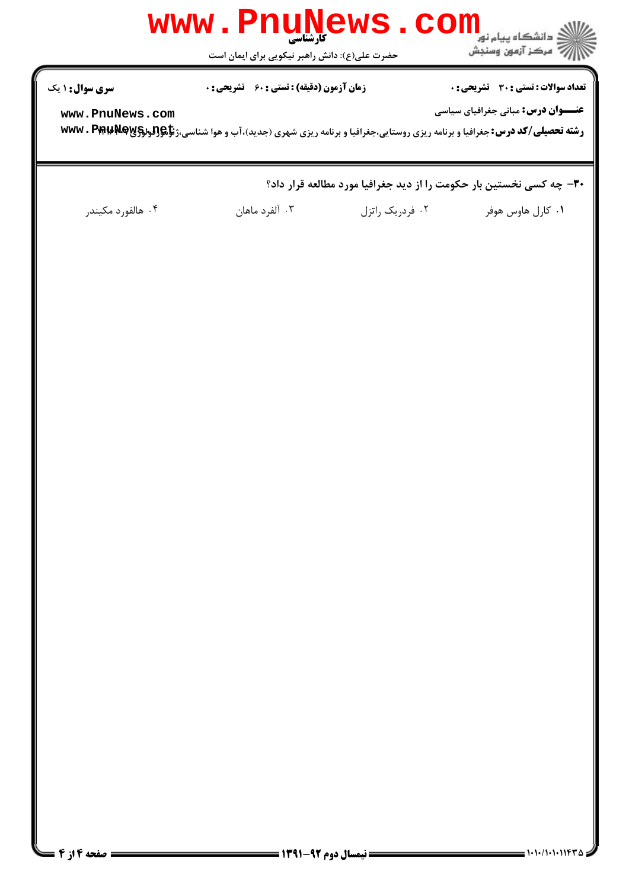۳۰- چه کسی نخستین بار حکومت را از دید جغرافیا مورد مطالعه قرار داد؟

۱. کارل هاوس هوفر

۲. فردریک راتزل

۳. آلفرد ماهان

۴. هالفورد مکیندر